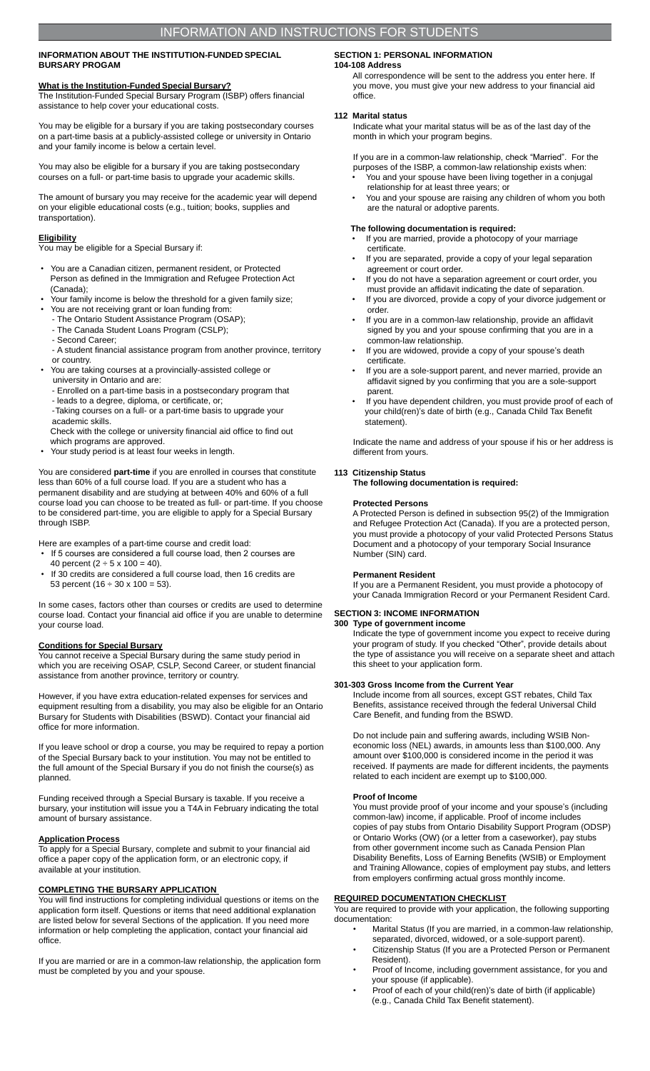# INFORMATION AND INSTRUCTIONS FOR STUDENTS

## INFORMATION ABOUT THE INSTITUTION-FUNDED SPECIAL BURSARY PROGAM

### What is the Institution-Funded Special Bursary?

The Institution-Funded Special Bursary Program (ISBP) offers financial assistance to help cover your educational costs.

You may be eligible for a bursary if you are taking postsecondary courses on a part-time basis at a publicly-assisted college or university in Ontario and your family income is below a certain level.

You may also be eligible for a bursary if you are taking postsecondary courses on a full- or part-time basis to upgrade your academic skills.

The amount of bursary you may receive for the academic year will depend on your eligible educational costs (e.g., tuition; books, supplies and transportation).

### Eligibility

You may be eligible for a Special Bursary if:

- You are a Canadian citizen, permanent resident, or Protected Person as defined in the Immigration and Refugee Protection Act (Canada);
- Your family income is below the threshold for a given family size;
- You are not receiving grant or loan funding from:
  - The Ontario Student Assistance Program (OSAP);
  - The Canada Student Loans Program (CSLP);
  - Second Career;
  - A student financial assistance program from another province, territory or country.
- You are taking courses at a provincially-assisted college or university in Ontario and are:
  - Enrolled on a part-time basis in a postsecondary program that
  - leads to a degree, diploma, or certificate, or;
  - Taking courses on a full- or a part-time basis to upgrade your academic skills.

  Check with the college or university financial aid office to find out which programs are approved.
- Your study period is at least four weeks in length.

You are considered **part-time** if you are enrolled in courses that constitute less than 60% of a full course load. If you are a student who has a permanent disability and are studying at between 40% and 60% of a full course load you can choose to be treated as full- or part-time. If you choose to be considered part-time, you are eligible to apply for a Special Bursary through ISBP.

Here are examples of a part-time course and credit load:

- If 5 courses are considered a full course load, then 2 courses are 40 percent ($2 \div 5 \times 100 = 40$).
- If 30 credits are considered a full course load, then 16 credits are 53 percent ($16 \div 30 \times 100 = 53$).

In some cases, factors other than courses or credits are used to determine course load. Contact your financial aid office if you are unable to determine your course load.

### Conditions for Special Bursary

You cannot receive a Special Bursary during the same study period in which you are receiving OSAP, CSLP, Second Career, or student financial assistance from another province, territory or country.

However, if you have extra education-related expenses for services and equipment resulting from a disability, you may also be eligible for an Ontario Bursary for Students with Disabilities (BSWD). Contact your financial aid office for more information.

If you leave school or drop a course, you may be required to repay a portion of the Special Bursary back to your institution. You may not be entitled to the full amount of the Special Bursary if you do not finish the course(s) as planned.

Funding received through a Special Bursary is taxable. If you receive a bursary, your institution will issue you a T4A in February indicating the total amount of bursary assistance.

### Application Process

To apply for a Special Bursary, complete and submit to your financial aid office a paper copy of the application form, or an electronic copy, if available at your institution.

### COMPLETING THE BURSARY APPLICATION

You will find instructions for completing individual questions or items on the application form itself. Questions or items that need additional explanation are listed below for several Sections of the Application. If you need more information or help completing the application, contact your financial aid office.

If you are married or are in a common-law relationship, the application form must be completed by you and your spouse.

## SECTION 1: PERSONAL INFORMATION

### 104-108 Address

All correspondence will be sent to the address you enter here. If you move, you must give your new address to your financial aid office.

### 112 Marital status

Indicate what your marital status will be as of the last day of the month in which your program begins.

If you are in a common-law relationship, check "Married". For the purposes of the ISBP, a common-law relationship exists when:

- You and your spouse have been living together in a conjugal relationship for at least three years; or
- You and your spouse are raising any children of whom you both are the natural or adoptive parents.

**The following documentation is required:**

- If you are married, provide a photocopy of your marriage certificate.
- If you are separated, provide a copy of your legal separation agreement or court order.
- If you do not have a separation agreement or court order, you must provide an affidavit indicating the date of separation.
- If you are divorced, provide a copy of your divorce judgement or order.
- If you are in a common-law relationship, provide an affidavit signed by you and your spouse confirming that you are in a common-law relationship.
- If you are widowed, provide a copy of your spouse's death certificate.
- If you are a sole-support parent, and never married, provide an affidavit signed by you confirming that you are a sole-support parent.
- If you have dependent children, you must provide proof of each of your child(ren)'s date of birth (e.g., Canada Child Tax Benefit statement).

Indicate the name and address of your spouse if his or her address is different from yours.

### 113 Citizenship Status

**The following documentation is required:**

**Protected Persons**

A Protected Person is defined in subsection 95(2) of the Immigration and Refugee Protection Act (Canada). If you are a protected person, you must provide a photocopy of your valid Protected Persons Status Document and a photocopy of your temporary Social Insurance Number (SIN) card.

**Permanent Resident**

If you are a Permanent Resident, you must provide a photocopy of your Canada Immigration Record or your Permanent Resident Card.

## SECTION 3: INCOME INFORMATION

### 300 Type of government income

Indicate the type of government income you expect to receive during your program of study. If you checked "Other", provide details about the type of assistance you will receive on a separate sheet and attach this sheet to your application form.

### 301-303 Gross Income from the Current Year

Include income from all sources, except GST rebates, Child Tax Benefits, assistance received through the federal Universal Child Care Benefit, and funding from the BSWD.

Do not include pain and suffering awards, including WSIB Non-economic loss (NEL) awards, in amounts less than $100,000. Any amount over $100,000 is considered income in the period it was received. If payments are made for different incidents, the payments related to each incident are exempt up to $100,000.

**Proof of Income**

You must provide proof of your income and your spouse's (including common-law) income, if applicable. Proof of income includes copies of pay stubs from Ontario Disability Support Program (ODSP) or Ontario Works (OW) (or a letter from a caseworker), pay stubs from other government income such as Canada Pension Plan Disability Benefits, Loss of Earning Benefits (WSIB) or Employment and Training Allowance, copies of employment pay stubs, and letters from employers confirming actual gross monthly income.

## REQUIRED DOCUMENTATION CHECKLIST

You are required to provide with your application, the following supporting documentation:

- Marital Status (If you are married, in a common-law relationship, separated, divorced, widowed, or a sole-support parent).
- Citizenship Status (If you are a Protected Person or Permanent Resident).
- Proof of Income, including government assistance, for you and your spouse (if applicable).
- Proof of each of your child(ren)'s date of birth (if applicable) (e.g., Canada Child Tax Benefit statement).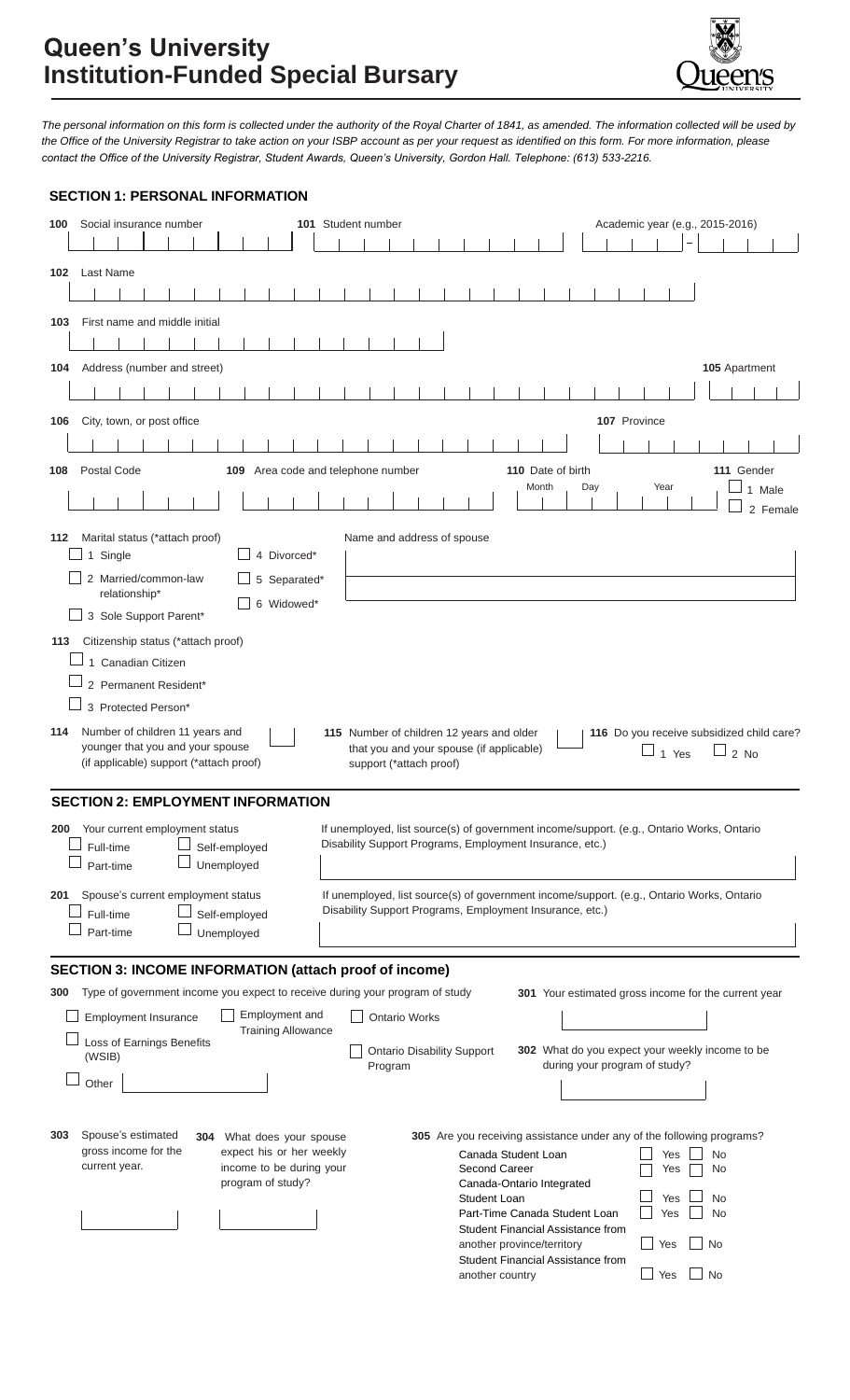# Queen's University Institution-Funded Special Bursary

*The personal information on this form is collected under the authority of the Royal Charter of 1841, as amended. The information collected will be used by the Office of the University Registrar to take action on your ISBP account as per your request as identified on this form. For more information, please contact the Office of the University Registrar, Student Awards, Queen's University, Gordon Hall. Telephone: (613) 533-2216.*

## SECTION 1: PERSONAL INFORMATION

**100** Social insurance number

**101** Student number

Academic year (e.g., 2015-2016) \_\_\_\_ – \_\_\_\_

**102** Last Name

**103** First name and middle initial

**104** Address (number and street)

**105** Apartment

**106** City, town, or post office

**107** Province

**108** Postal Code

**109** Area code and telephone number

**110** Date of birth — Month / Day / Year

**111** Gender
- ☐ 1 Male
- ☐ 2 Female

**112** Marital status (*attach proof)
- ☐ 1 Single
- ☐ 2 Married/common-law relationship*
- ☐ 3 Sole Support Parent*
- ☐ 4 Divorced*
- ☐ 5 Separated*
- ☐ 6 Widowed*

Name and address of spouse

**113** Citizenship status (*attach proof)
- ☐ 1 Canadian Citizen
- ☐ 2 Permanent Resident*
- ☐ 3 Protected Person*

**114** Number of children 11 years and younger that you and your spouse (if applicable) support (*attach proof)

**115** Number of children 12 years and older that you and your spouse (if applicable) support (*attach proof)

**116** Do you receive subsidized child care?
- ☐ 1 Yes
- ☐ 2 No

## SECTION 2: EMPLOYMENT INFORMATION

**200** Your current employment status
- ☐ Full-time
- ☐ Part-time
- ☐ Self-employed
- ☐ Unemployed

If unemployed, list source(s) of government income/support. (e.g., Ontario Works, Ontario Disability Support Programs, Employment Insurance, etc.)

**201** Spouse's current employment status
- ☐ Full-time
- ☐ Part-time
- ☐ Self-employed
- ☐ Unemployed

If unemployed, list source(s) of government income/support. (e.g., Ontario Works, Ontario Disability Support Programs, Employment Insurance, etc.)

## SECTION 3: INCOME INFORMATION (attach proof of income)

**300** Type of government income you expect to receive during your program of study
- ☐ Employment Insurance
- ☐ Employment and Training Allowance
- ☐ Ontario Works
- ☐ Loss of Earnings Benefits (WSIB)
- ☐ Ontario Disability Support Program
- ☐ Other \_\_\_\_\_\_\_\_

**301** Your estimated gross income for the current year

**302** What do you expect your weekly income to be during your program of study?

**303** Spouse's estimated gross income for the current year.

**304** What does your spouse expect his or her weekly income to be during your program of study?

**305** Are you receiving assistance under any of the following programs?

| Program | Yes | No |
| --- | --- | --- |
| Canada Student Loan | ☐ | ☐ |
| Second Career | ☐ | ☐ |
| Canada-Ontario Integrated Student Loan | ☐ | ☐ |
| Part-Time Canada Student Loan | ☐ | ☐ |
| Student Financial Assistance from another province/territory | ☐ | ☐ |
| Student Financial Assistance from another country | ☐ | ☐ |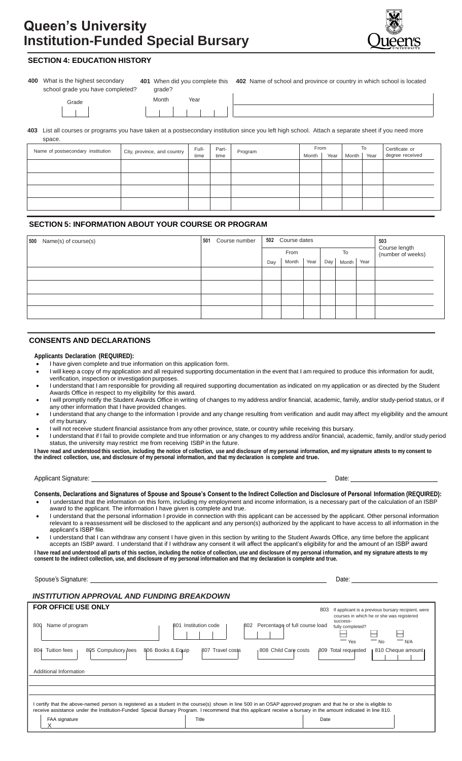# Queen's University
# Institution-Funded Special Bursary

## SECTION 4: EDUCATION HISTORY

**400** What is the highest secondary school grade you have completed?

Grade

**401** When did you complete this grade?

Month Year

**402** Name of school and province or country in which school is located

**403** List all courses or programs you have taken at a postsecondary institution since you left high school. Attach a separate sheet if you need more space.

| Name of postsecondary institution | City, province, and country | Full-time | Part-time | Program | From | | To | | Certificate or degree received |
|---|---|---|---|---|---|---|---|---|---|
| | | | | | Month | Year | Month | Year | |
| | | | | | | | | | |
| | | | | | | | | | |
| | | | | | | | | | |
| | | | | | | | | | |

## SECTION 5: INFORMATION ABOUT YOUR COURSE OR PROGRAM

| 500 Name(s) of course(s) | 501 Course number | 502 Course dates | | | | | | 503 Course length (number of weeks) |
|---|---|---|---|---|---|---|---|---|
| | | From | | | To | | | |
| | | Day | Month | Year | Day | Month | Year | |
| | | | | | | | | |
| | | | | | | | | |
| | | | | | | | | |
| | | | | | | | | |

## CONSENTS AND DECLARATIONS

**Applicants Declaration (REQUIRED):**

- I have given complete and true information on this application form.
- I will keep a copy of my application and all required supporting documentation in the event that I am required to produce this information for audit, verification, inspection or investigation purposes.
- I understand that I am responsible for providing all required supporting documentation as indicated on my application or as directed by the Student Awards Office in respect to my eligibility for this award.
- I will promptly notify the Student Awards Office in writing of changes to my address and/or financial, academic, family, and/or study-period status, or if any other information that I have provided changes.
- I understand that any change to the information I provide and any change resulting from verification and audit may affect my eligibility and the amount of my bursary.
- I will not receive student financial assistance from any other province, state, or country while receiving this bursary.
- I understand that if I fail to provide complete and true information or any changes to my address and/or financial, academic, family, and/or study period status, the university may restrict me from receiving ISBP in the future.

**I have read and understood this section, including the notice of collection, use and disclosure of my personal information, and my signature attests to my consent to the indirect collection, use, and disclosure of my personal information, and that my declaration is complete and true.**

Applicant Signature: ______________________ Date: ______________

**Consents, Declarations and Signatures of Spouse and Spouse's Consent to the Indirect Collection and Disclosure of Personal Information (REQUIRED):**

- I understand that the information on this form, including my employment and income information, is a necessary part of the calculation of an ISBP award to the applicant. The information I have given is complete and true.
- I understand that the personal information I provide in connection with this applicant can be accessed by the applicant. Other personal information relevant to a reassessment will be disclosed to the applicant and any person(s) authorized by the applicant to have access to all information in the applicant's ISBP file.
- I understand that I can withdraw any consent I have given in this section by writing to the Student Awards Office, any time before the applicant accepts an ISBP award. I understand that if I withdraw any consent it will affect the applicant's eligibility for and the amount of an ISBP award

**I have read and understood all parts of this section, including the notice of collection, use and disclosure of my personal information, and my signature attests to my consent to the indirect collection, use, and disclosure of my personal information and that my declaration is complete and true.**

Spouse's Signature: ______________________ Date: ______________

### *INSTITUTION APPROVAL AND FUNDING BREAKDOWN*

**FOR OFFICE USE ONLY**

800 Name of program

801 Institution code

802 Percentage of full course load

803 If applicant is a previous bursary recipient, were courses in which he or she was registered success-fully completed? Yes / No / N/A

804 Tuition fees

805 Compulsory fees

806 Books & Equip

807 Travel costs

808 Child Care costs

809 Total requested

810 Cheque amount

Additional Information

I certify that the above-named person is registered as a student in the course(s) shown in line 500 in an OSAP approved program and that he or she is eligible to receive assistance under the Institution-Funded Special Bursary Program. I recommend that this applicant receive a bursary in the amount indicated in line 810.

| FAA signature | Title | Date |
|---|---|---|
| X | | |